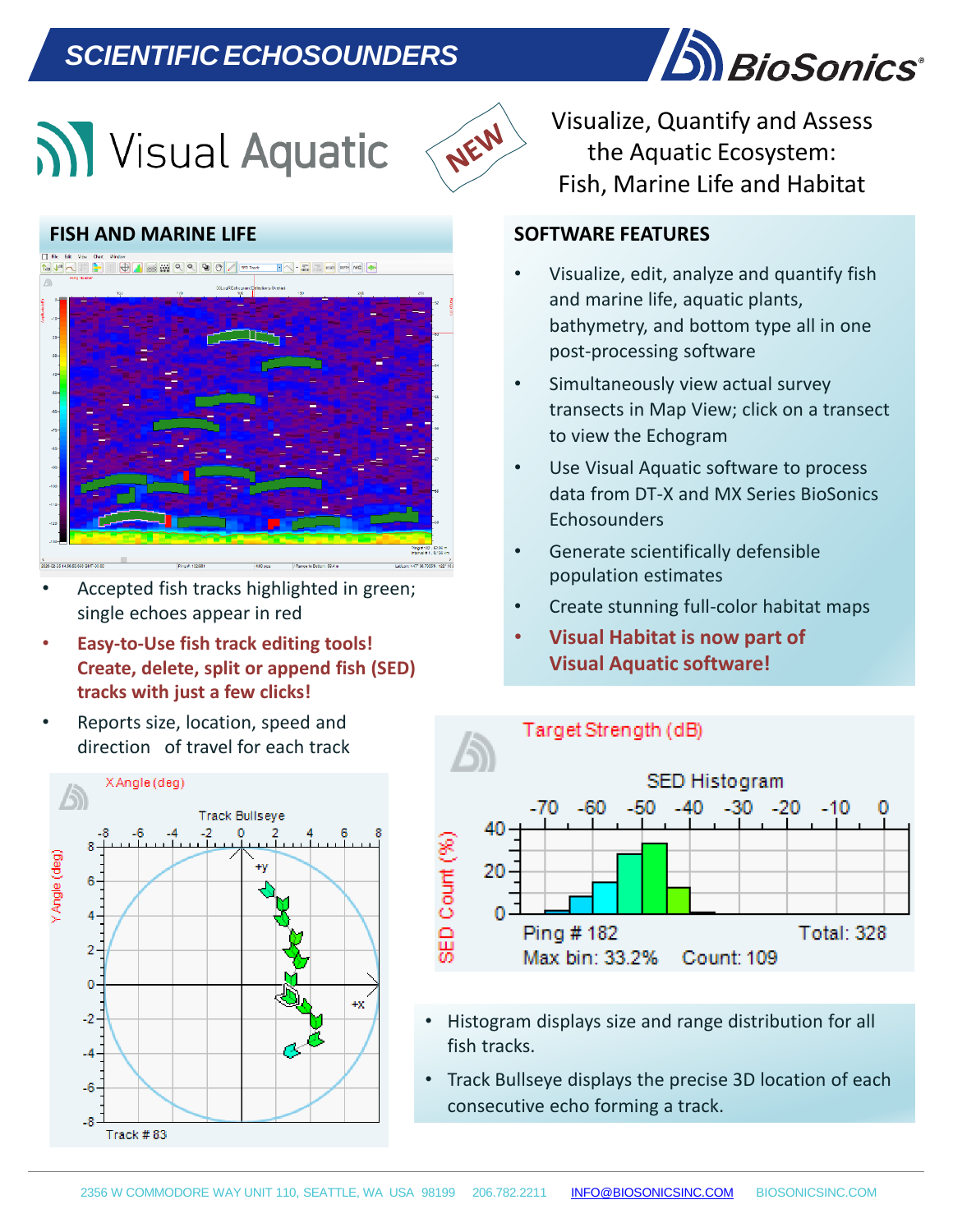# SCIENTIFIC ECHOSOUNDERS

# Visual Aquatic

NEW

Visualize, Quantify and Assess the Aquatic Ecosystem: Fish, Marine Life and Habitat

## FISH AND MARINE LIFE

- Accepted fish tracks highlighted in green; single echoes appear in red
- **Easy-to-Use fish track editing tools! Create, delete, split or append fish (SED) tracks with just a few clicks!**
- Reports size, location, speed and direction of travel for each track

## SOFTWARE FEATURES

- Visualize, edit, analyze and quantify fish and marine life, aquatic plants, bathymetry, and bottom type all in one post-processing software
- Simultaneously view actual survey transects in Map View; click on a transect to view the Echogram
- Use Visual Aquatic software to process data from DT-X and MX Series BioSonics Echosounders
- Generate scientifically defensible population estimates
- Create stunning full-color habitat maps
- **Visual Habitat is now part of Visual Aquatic software!**

- Histogram displays size and range distribution for all fish tracks.
- Track Bullseye displays the precise 3D location of each consecutive echo forming a track.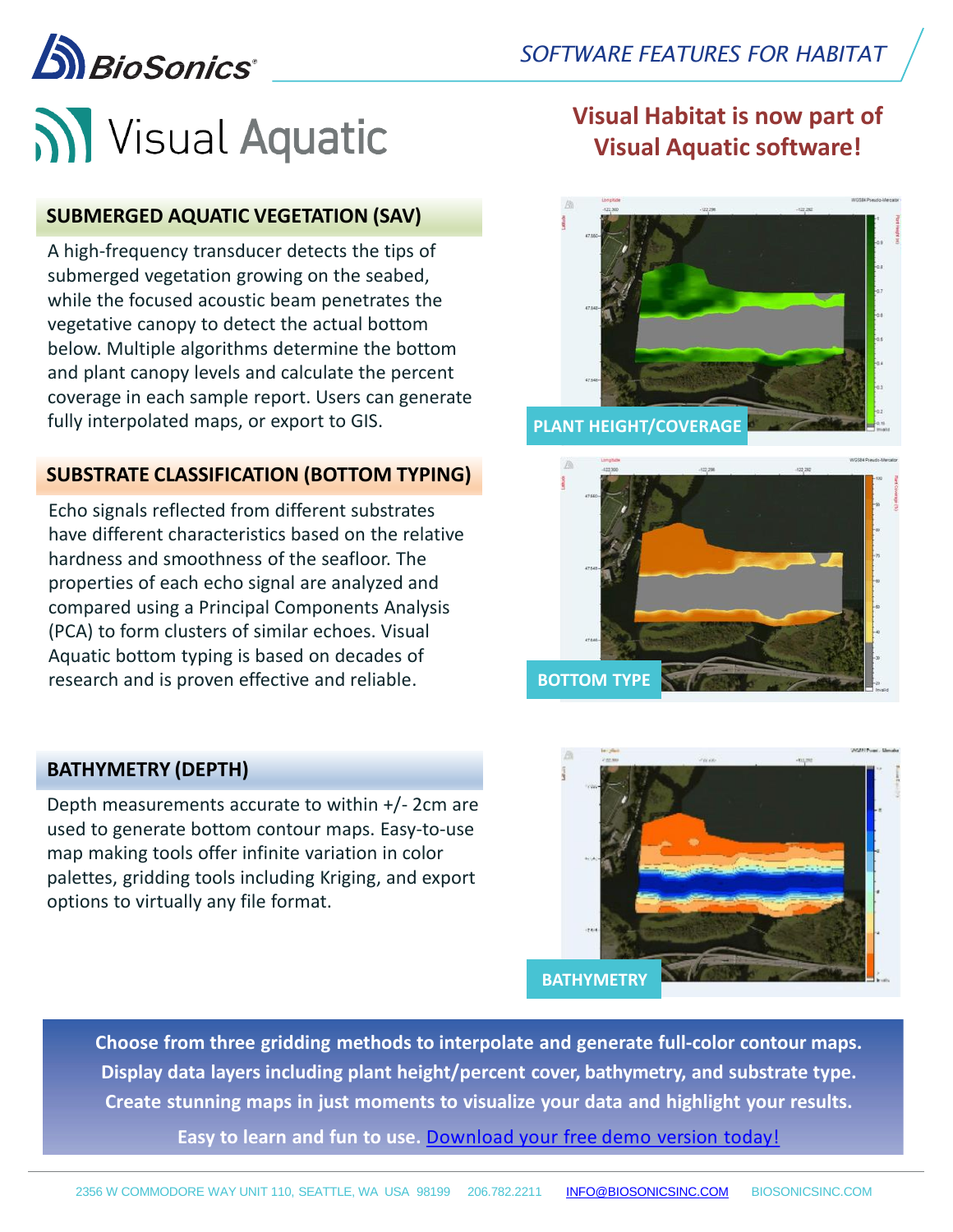# Visual Aquatic

SOFTWARE FEATURES FOR HABITAT

**Visual Habitat is now part of Visual Aquatic software!**

## SUBMERGED AQUATIC VEGETATION (SAV)

A high-frequency transducer detects the tips of submerged vegetation growing on the seabed, while the focused acoustic beam penetrates the vegetative canopy to detect the actual bottom below. Multiple algorithms determine the bottom and plant canopy levels and calculate the percent coverage in each sample report. Users can generate fully interpolated maps, or export to GIS.

PLANT HEIGHT/COVERAGE

## SUBSTRATE CLASSIFICATION (BOTTOM TYPING)

Echo signals reflected from different substrates have different characteristics based on the relative hardness and smoothness of the seafloor. The properties of each echo signal are analyzed and compared using a Principal Components Analysis (PCA) to form clusters of similar echoes. Visual Aquatic bottom typing is based on decades of research and is proven effective and reliable.

BOTTOM TYPE

## BATHYMETRY (DEPTH)

Depth measurements accurate to within +/- 2cm are used to generate bottom contour maps. Easy-to-use map making tools offer infinite variation in color palettes, gridding tools including Kriging, and export options to virtually any file format.

BATHYMETRY

**Choose from three gridding methods to interpolate and generate full-color contour maps. Display data layers including plant height/percent cover, bathymetry, and substrate type. Create stunning maps in just moments to visualize your data and highlight your results.**

**Easy to learn and fun to use.** [Download your free demo version today!]

2356 W COMMODORE WAY UNIT 110, SEATTLE, WA USA 98199   206.782.2211   INFO@BIOSONICSINC.COM   BIOSONICSINC.COM